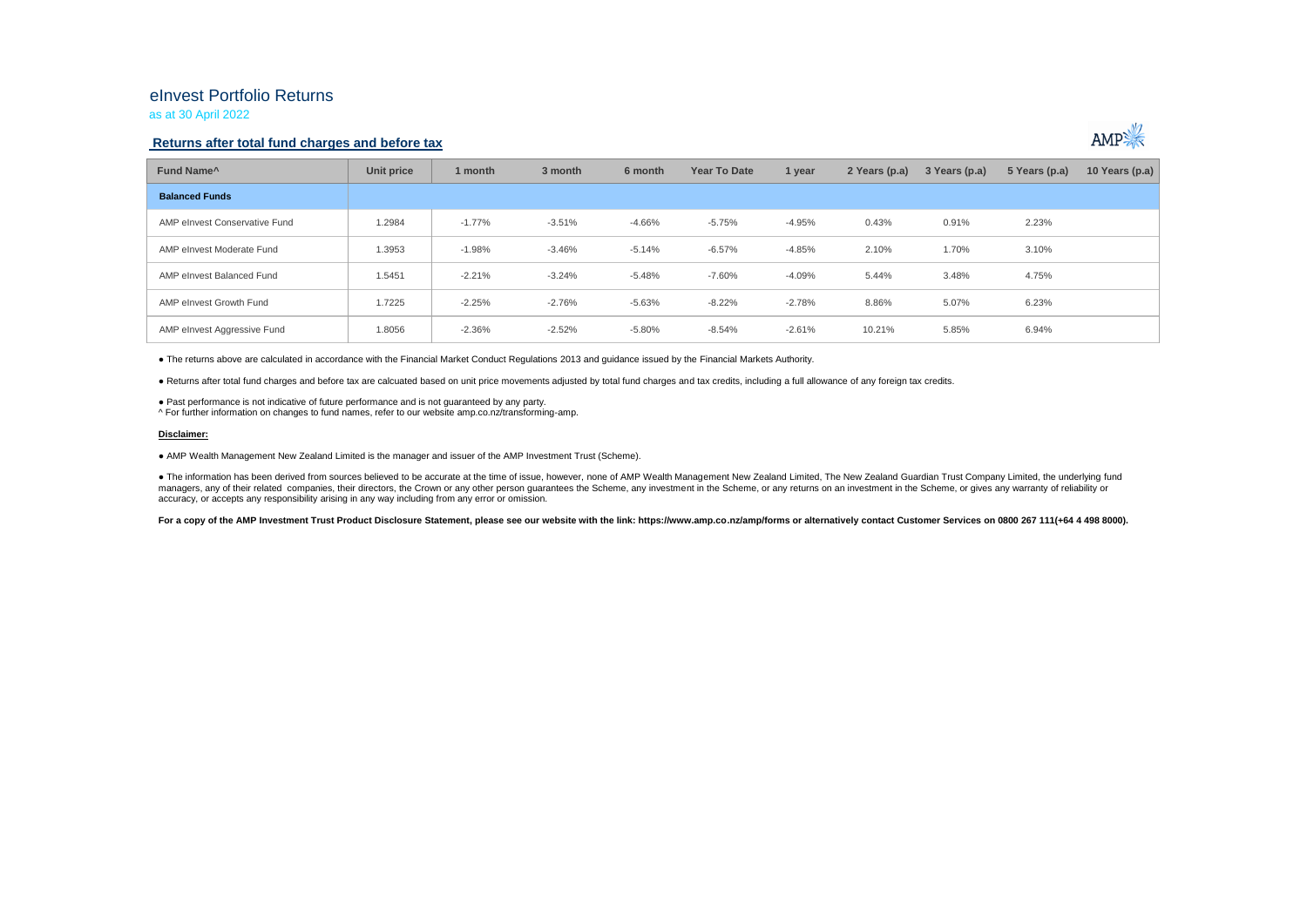# eInvest Portfolio Returns

as at 30 April 2022

## Returns after total fund charges and before tax

| Fund Name^ | Unit price | 1 month | 3 month | 6 month | Year To Date | 1 year | 2 Years (p.a) | 3 Years (p.a) | 5 Years (p.a) | 10 Years (p.a) |
|---|---|---|---|---|---|---|---|---|---|---|
| **Balanced Funds** | | | | | | | | | | |
| AMP eInvest Conservative Fund | 1.2984 | -1.77% | -3.51% | -4.66% | -5.75% | -4.95% | 0.43% | 0.91% | 2.23% | |
| AMP eInvest Moderate Fund | 1.3953 | -1.98% | -3.46% | -5.14% | -6.57% | -4.85% | 2.10% | 1.70% | 3.10% | |
| AMP eInvest Balanced Fund | 1.5451 | -2.21% | -3.24% | -5.48% | -7.60% | -4.09% | 5.44% | 3.48% | 4.75% | |
| AMP eInvest Growth Fund | 1.7225 | -2.25% | -2.76% | -5.63% | -8.22% | -2.78% | 8.86% | 5.07% | 6.23% | |
| AMP eInvest Aggressive Fund | 1.8056 | -2.36% | -2.52% | -5.80% | -8.54% | -2.61% | 10.21% | 5.85% | 6.94% | |

● The returns above are calculated in accordance with the Financial Market Conduct Regulations 2013 and guidance issued by the Financial Markets Authority.

● Returns after total fund charges and before tax are calcuated based on unit price movements adjusted by total fund charges and tax credits, including a full allowance of any foreign tax credits.

● Past performance is not indicative of future performance and is not guaranteed by any party.

^ For further information on changes to fund names, refer to our website amp.co.nz/transforming-amp.

**Disclaimer:**

● AMP Wealth Management New Zealand Limited is the manager and issuer of the AMP Investment Trust (Scheme).

● The information has been derived from sources believed to be accurate at the time of issue, however, none of AMP Wealth Management New Zealand Limited, The New Zealand Guardian Trust Company Limited, the underlying fund managers, any of their related companies, their directors, the Crown or any other person guarantees the Scheme, any investment in the Scheme, or any returns on an investment in the Scheme, or gives any warranty of reliability or accuracy, or accepts any responsibility arising in any way including from any error or omission.

**For a copy of the AMP Investment Trust Product Disclosure Statement, please see our website with the link: https://www.amp.co.nz/amp/forms or alternatively contact Customer Services on 0800 267 111(+64 4 498 8000).**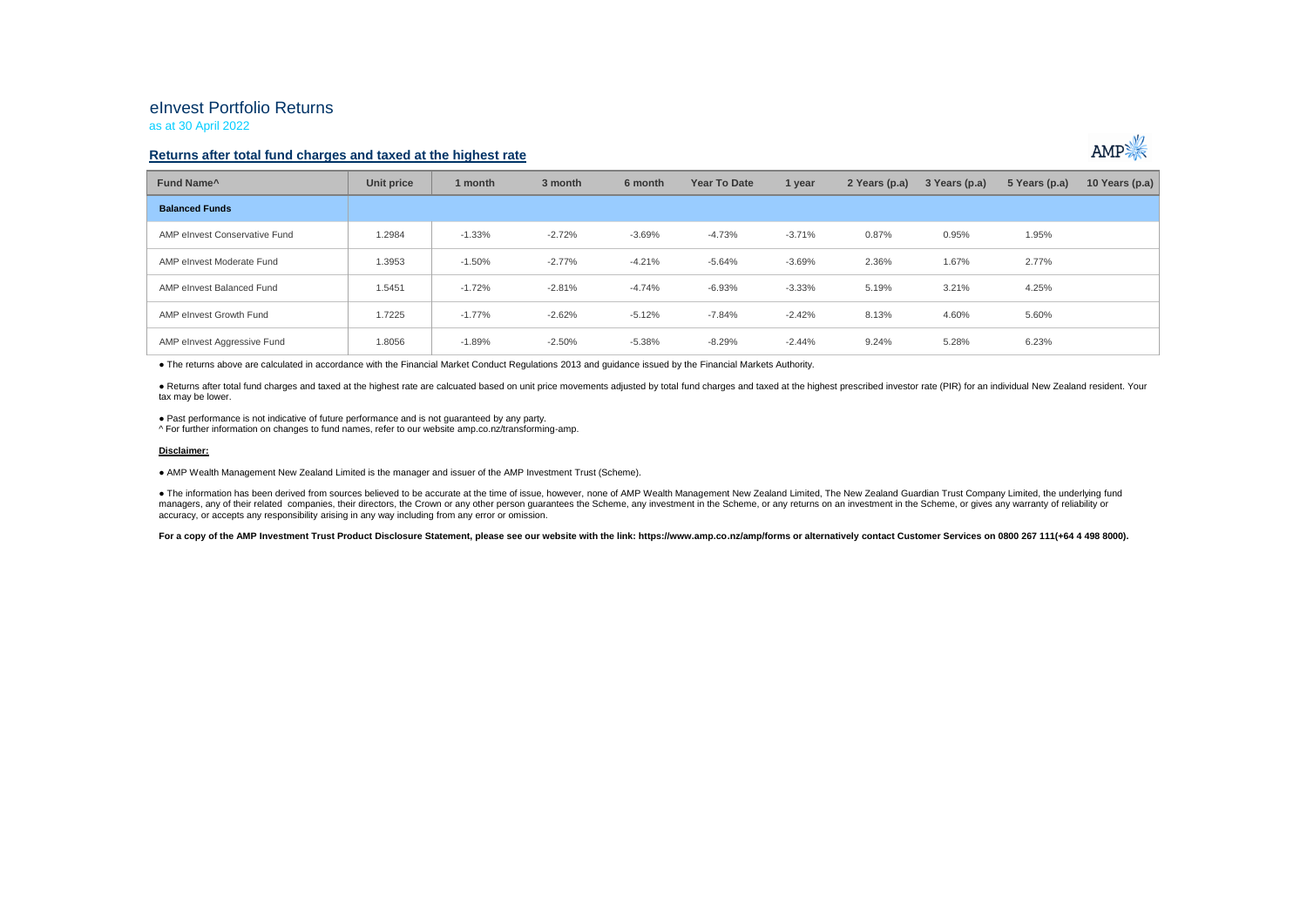# eInvest Portfolio Returns

as at 30 April 2022

## Returns after total fund charges and taxed at the highest rate

| Fund Name^ | Unit price | 1 month | 3 month | 6 month | Year To Date | 1 year | 2 Years (p.a) | 3 Years (p.a) | 5 Years (p.a) | 10 Years (p.a) |
|---|---|---|---|---|---|---|---|---|---|---|
| **Balanced Funds** | | | | | | | | | | |
| AMP eInvest Conservative Fund | 1.2984 | -1.33% | -2.72% | -3.69% | -4.73% | -3.71% | 0.87% | 0.95% | 1.95% | |
| AMP eInvest Moderate Fund | 1.3953 | -1.50% | -2.77% | -4.21% | -5.64% | -3.69% | 2.36% | 1.67% | 2.77% | |
| AMP eInvest Balanced Fund | 1.5451 | -1.72% | -2.81% | -4.74% | -6.93% | -3.33% | 5.19% | 3.21% | 4.25% | |
| AMP eInvest Growth Fund | 1.7225 | -1.77% | -2.62% | -5.12% | -7.84% | -2.42% | 8.13% | 4.60% | 5.60% | |
| AMP eInvest Aggressive Fund | 1.8056 | -1.89% | -2.50% | -5.38% | -8.29% | -2.44% | 9.24% | 5.28% | 6.23% | |

● The returns above are calculated in accordance with the Financial Market Conduct Regulations 2013 and guidance issued by the Financial Markets Authority.

● Returns after total fund charges and taxed at the highest rate are calcuated based on unit price movements adjusted by total fund charges and taxed at the highest prescribed investor rate (PIR) for an individual New Zealand resident. Your tax may be lower.

● Past performance is not indicative of future performance and is not guaranteed by any party.
^ For further information on changes to fund names, refer to our website amp.co.nz/transforming-amp.

**Disclaimer:**

● AMP Wealth Management New Zealand Limited is the manager and issuer of the AMP Investment Trust (Scheme).

● The information has been derived from sources believed to be accurate at the time of issue, however, none of AMP Wealth Management New Zealand Limited, The New Zealand Guardian Trust Company Limited, the underlying fund managers, any of their related companies, their directors, the Crown or any other person guarantees the Scheme, any investment in the Scheme, or any returns on an investment in the Scheme, or gives any warranty of reliability or accuracy, or accepts any responsibility arising in any way including from any error or omission.

**For a copy of the AMP Investment Trust Product Disclosure Statement, please see our website with the link: https://www.amp.co.nz/amp/forms or alternatively contact Customer Services on 0800 267 111(+64 4 498 8000).**